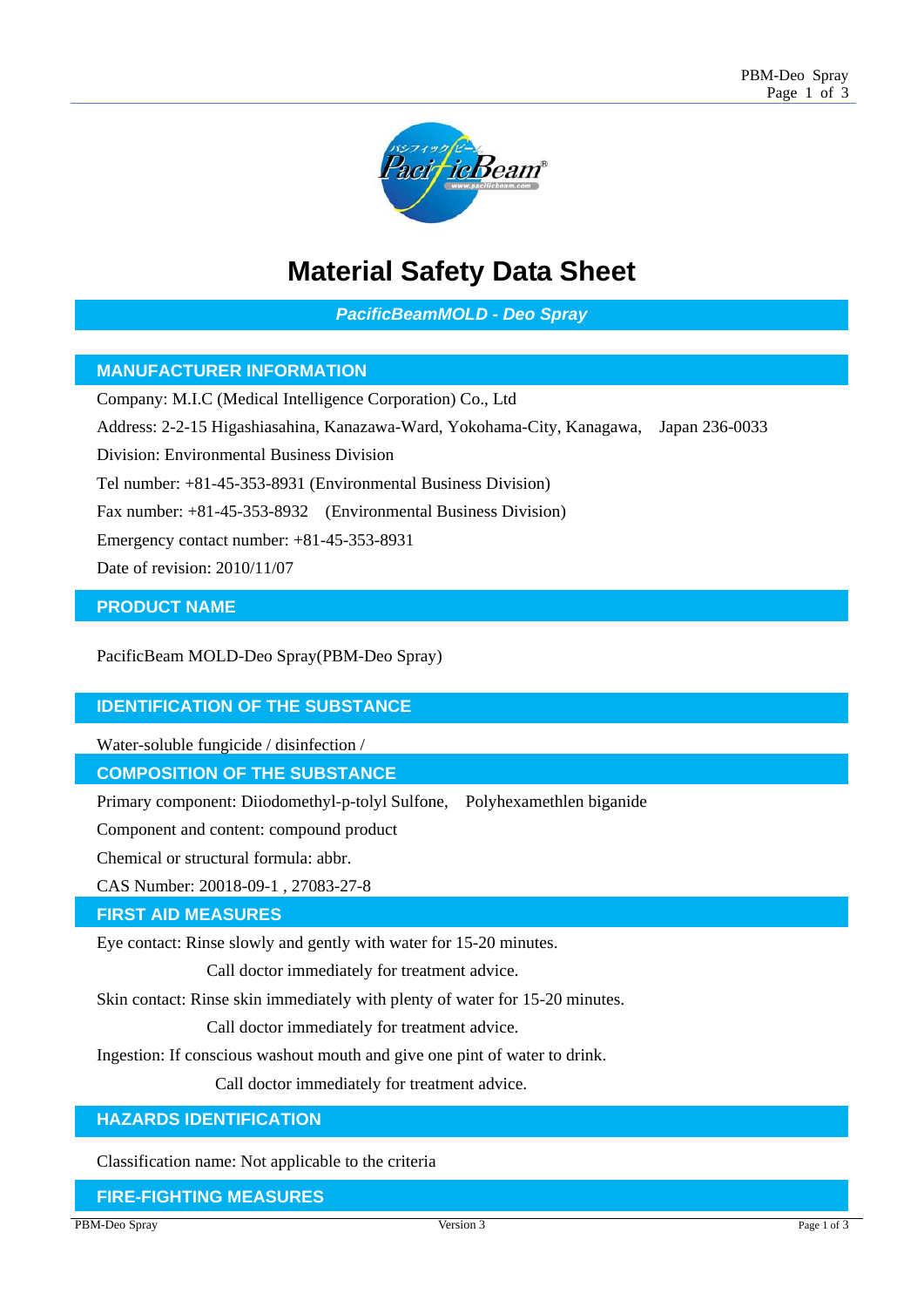# Material Safety Data Sheet

***PacificBeamMOLD - Deo Spray***

## MANUFACTURER INFORMATION

Company: M.I.C (Medical Intelligence Corporation) Co., Ltd

Address: 2-2-15 Higashiasahina, Kanazawa-Ward, Yokohama-City, Kanagawa, Japan 236-0033

Division: Environmental Business Division

Tel number: +81-45-353-8931 (Environmental Business Division)

Fax number: +81-45-353-8932 (Environmental Business Division)

Emergency contact number: +81-45-353-8931

Date of revision: 2010/11/07

## PRODUCT NAME

PacificBeam MOLD-Deo Spray(PBM-Deo Spray)

## IDENTIFICATION OF THE SUBSTANCE

Water-soluble fungicide / disinfection /

## COMPOSITION OF THE SUBSTANCE

Primary component: Diiodomethyl-p-tolyl Sulfone, Polyhexamethlen biganide

Component and content: compound product

Chemical or structural formula: abbr.

CAS Number: 20018-09-1 , 27083-27-8

## FIRST AID MEASURES

Eye contact: Rinse slowly and gently with water for 15-20 minutes.
Call doctor immediately for treatment advice.

Skin contact: Rinse skin immediately with plenty of water for 15-20 minutes.
Call doctor immediately for treatment advice.

Ingestion: If conscious washout mouth and give one pint of water to drink.
Call doctor immediately for treatment advice.

## HAZARDS IDENTIFICATION

Classification name: Not applicable to the criteria

## FIRE-FIGHTING MEASURES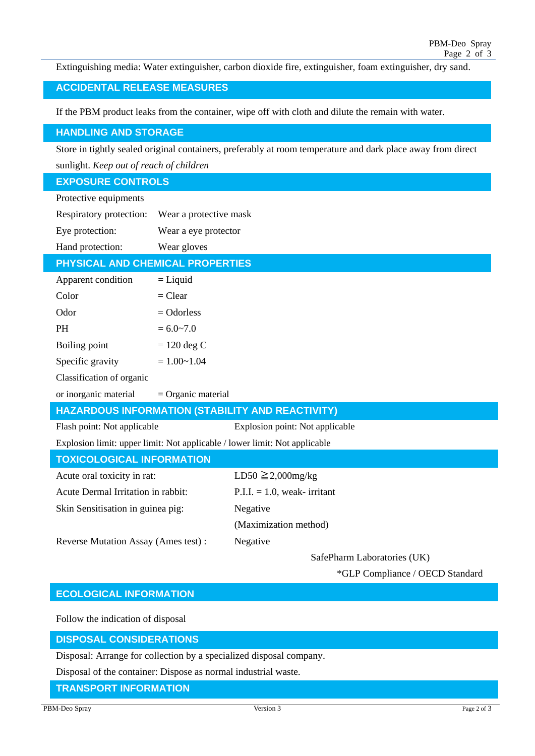Extinguishing media: Water extinguisher, carbon dioxide fire, extinguisher, foam extinguisher, dry sand.

## ACCIDENTAL RELEASE MEASURES

If the PBM product leaks from the container, wipe off with cloth and dilute the remain with water.

## HANDLING AND STORAGE

Store in tightly sealed original containers, preferably at room temperature and dark place away from direct sunlight. *Keep out of reach of children*

## EXPOSURE CONTROLS

Protective equipments

| | |
|---|---|
| Respiratory protection: | Wear a protective mask |
| Eye protection: | Wear a eye protector |
| Hand protection: | Wear gloves |

## PHYSICAL AND CHEMICAL PROPERTIES

| | |
|---|---|
| Apparent condition | = Liquid |
| Color | = Clear |
| Odor | = Odorless |
| PH | = 6.0~7.0 |
| Boiling point | = 120 deg C |
| Specific gravity | = 1.00~1.04 |
| Classification of organic or inorganic material | = Organic material |

## HAZARDOUS INFORMATION (STABILITY AND REACTIVITY)

Flash point: Not applicable　　Explosion point: Not applicable

Explosion limit: upper limit: Not applicable / lower limit: Not applicable

## TOXICOLOGICAL INFORMATION

| | |
|---|---|
| Acute oral toxicity in rat: | LD50 ≧2,000mg/kg |
| Acute Dermal Irritation in rabbit: | P.I.I. = 1.0, weak- irritant |
| Skin Sensitisation in guinea pig: | Negative (Maximization method) |
| Reverse Mutation Assay (Ames test) : | Negative |

SafePharm Laboratories (UK)

*GLP Compliance / OECD Standard

## ECOLOGICAL INFORMATION

Follow the indication of disposal

## DISPOSAL CONSIDERATIONS

Disposal: Arrange for collection by a specialized disposal company.

Disposal of the container: Dispose as normal industrial waste.

## TRANSPORT INFORMATION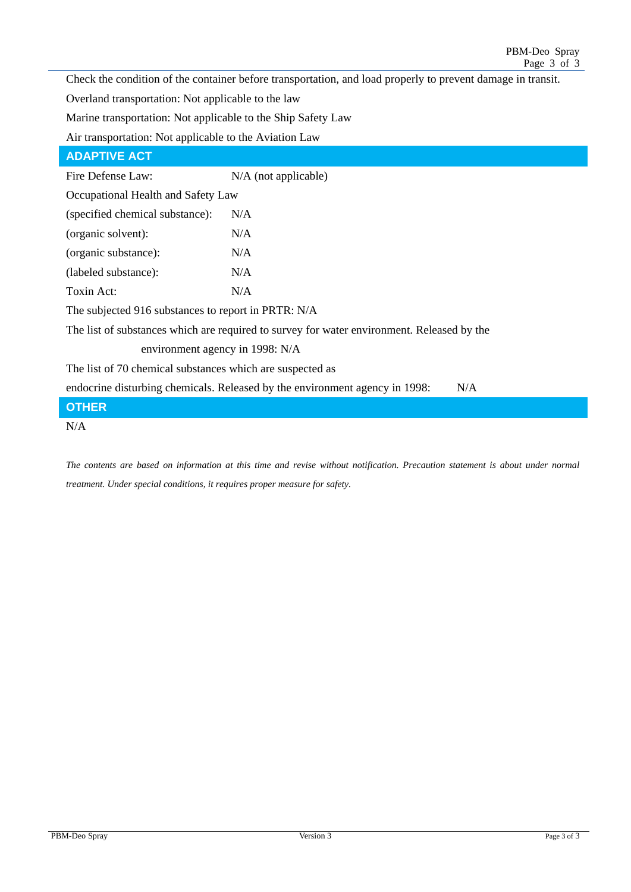Check the condition of the container before transportation, and load properly to prevent damage in transit.

Overland transportation: Not applicable to the law

Marine transportation: Not applicable to the Ship Safety Law

Air transportation: Not applicable to the Aviation Law

## ADAPTIVE ACT

| | |
|---|---|
| Fire Defense Law: | N/A (not applicable) |
| Occupational Health and Safety Law | |
| (specified chemical substance): | N/A |
| (organic solvent): | N/A |
| (organic substance): | N/A |
| (labeled substance): | N/A |
| Toxin Act: | N/A |

The subjected 916 substances to report in PRTR: N/A

The list of substances which are required to survey for water environment. Released by the environment agency in 1998: N/A

The list of 70 chemical substances which are suspected as endocrine disturbing chemicals. Released by the environment agency in 1998: N/A

## OTHER

N/A

*The contents are based on information at this time and revise without notification. Precaution statement is about under normal treatment. Under special conditions, it requires proper measure for safety.*